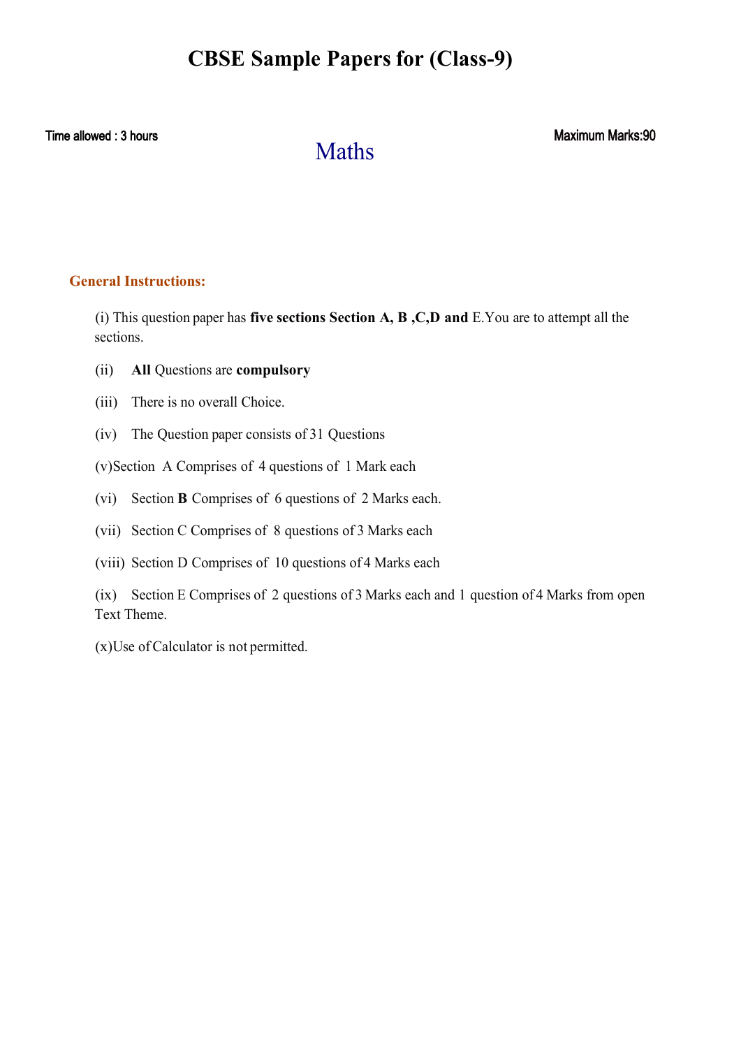# CBSE Sample Papers for (Class-9)

Time allowed : 3 hours

## Maths

Maximum Marks:90

**General Instructions:**

(i) This question paper has **five sections Section A, B ,C,D and** E.You are to attempt all the sections.

(ii) **All** Questions are **compulsory**

(iii) There is no overall Choice.

(iv) The Question paper consists of 31 Questions

(v)Section A Comprises of 4 questions of 1 Mark each

(vi) Section **B** Comprises of 6 questions of 2 Marks each.

(vii) Section C Comprises of 8 questions of 3 Marks each

(viii) Section D Comprises of 10 questions of 4 Marks each

(ix) Section E Comprises of 2 questions of 3 Marks each and 1 question of 4 Marks from open Text Theme.

(x)Use of Calculator is not permitted.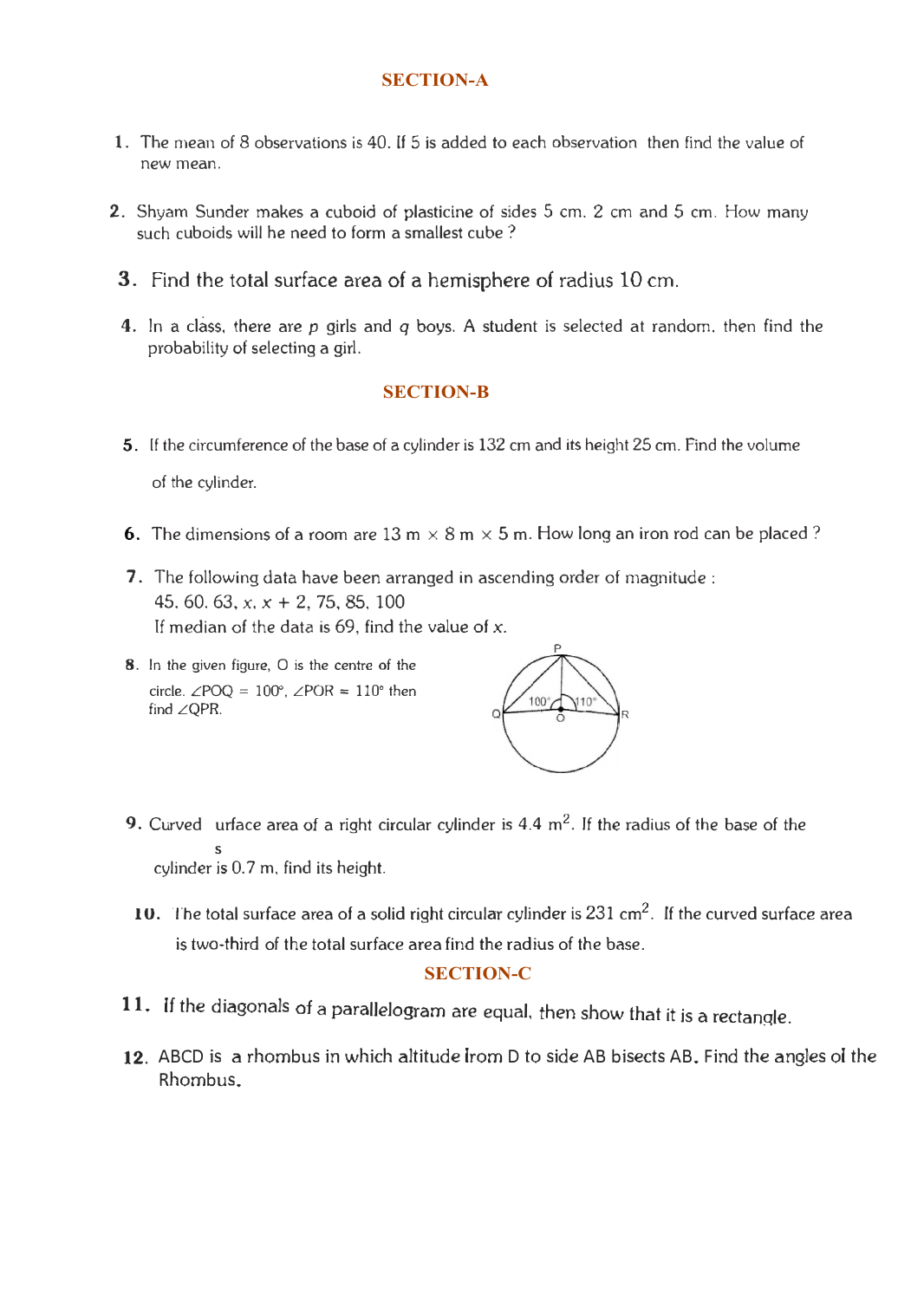## SECTION-A

1. The mean of 8 observations is 40. If 5 is added to each observation then find the value of new mean.

2. Shyam Sunder makes a cuboid of plasticine of sides 5 cm. 2 cm and 5 cm. How many such cuboids will he need to form a smallest cube ?

3. Find the total surface area of a hemisphere of radius 10 cm.

4. In a class, there are $p$ girls and $q$ boys. A student is selected at random, then find the probability of selecting a girl.

## SECTION-B

5. If the circumference of the base of a cylinder is 132 cm and its height 25 cm. Find the volume of the cylinder.

6. The dimensions of a room are 13 m $\times$ 8 m $\times$ 5 m. How long an iron rod can be placed ?

7. The following data have been arranged in ascending order of magnitude :
   45, 60, 63, $x$, $x + 2$, 75, 85, 100
   If median of the data is 69, find the value of $x$.

8. In the given figure, O is the centre of the circle. $\angle POQ = 100°$, $\angle POR = 110°$ then find $\angle QPR$.

9. Curved surface area of a right circular cylinder is 4.4 $m^2$. If the radius of the base of the cylinder is 0.7 m, find its height.

10. The total surface area of a solid right circular cylinder is 231 $cm^2$. If the curved surface area is two-third of the total surface area find the radius of the base.

## SECTION-C

11. If the diagonals of a parallelogram are equal, then show that it is a rectangle.

12. ABCD is a rhombus in which altitude from D to side AB bisects AB. Find the angles of the Rhombus.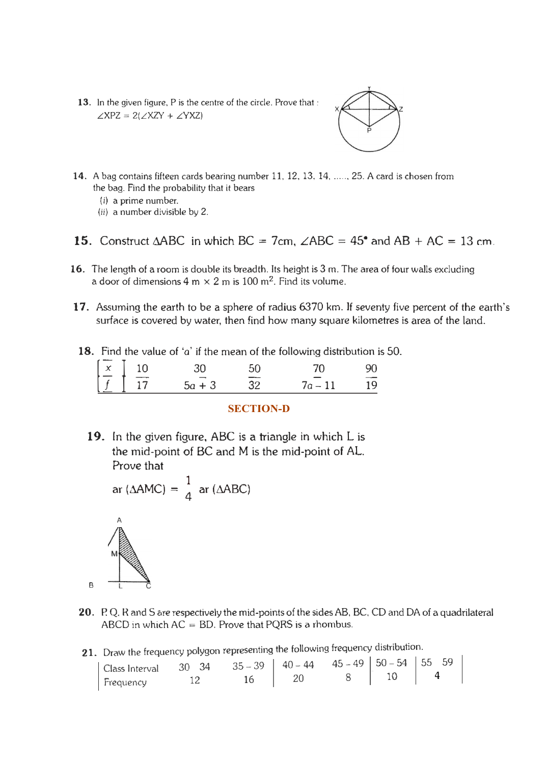**13.** In the given figure, P is the centre of the circle. Prove that :
$\angle XPZ = 2(\angle XZY + \angle YXZ)$

**14.** A bag contains fifteen cards bearing number 11, 12, 13, 14, ....., 25. A card is chosen from the bag. Find the probability that it bears

(i) a prime number.

(ii) a number divisible by 2.

**15.** Construct $\Delta ABC$ in which BC = 7cm, $\angle ABC = 45°$ and AB + AC = 13 cm.

**16.** The length of a room is double its breadth. Its height is 3 m. The area of four walls excluding a door of dimensions 4 m × 2 m is 100 m$^2$. Find its volume.

**17.** Assuming the earth to be a sphere of radius 6370 km. If seventy five percent of the earth's surface is covered by water, then find how many square kilometres is area of the land.

**18.** Find the value of 'a' if the mean of the following distribution is 50.

| $x$ | 10 | 30 | 50 | 70 | 90 |
|---|---|---|---|---|---|
| $f$ | 17 | $5a + 3$ | 32 | $7a - 11$ | 19 |

## SECTION-D

**19.** In the given figure, ABC is a triangle in which L is the mid-point of BC and M is the mid-point of AL. Prove that

$$\text{ar}(\Delta AMC) = \frac{1}{4}\text{ar}(\Delta ABC)$$

**20.** P, Q, R and S are respectively the mid-points of the sides AB, BC, CD and DA of a quadrilateral ABCD in which AC = BD. Prove that PQRS is a rhombus.

**21.** Draw the frequency polygon representing the following frequency distribution.

| Class Interval | 30 – 34 | 35 – 39 | 40 – 44 | 45 – 49 | 50 – 54 | 55 – 59 |
|---|---|---|---|---|---|---|
| Frequency | 12 | 16 | 20 | 8 | 10 | 4 |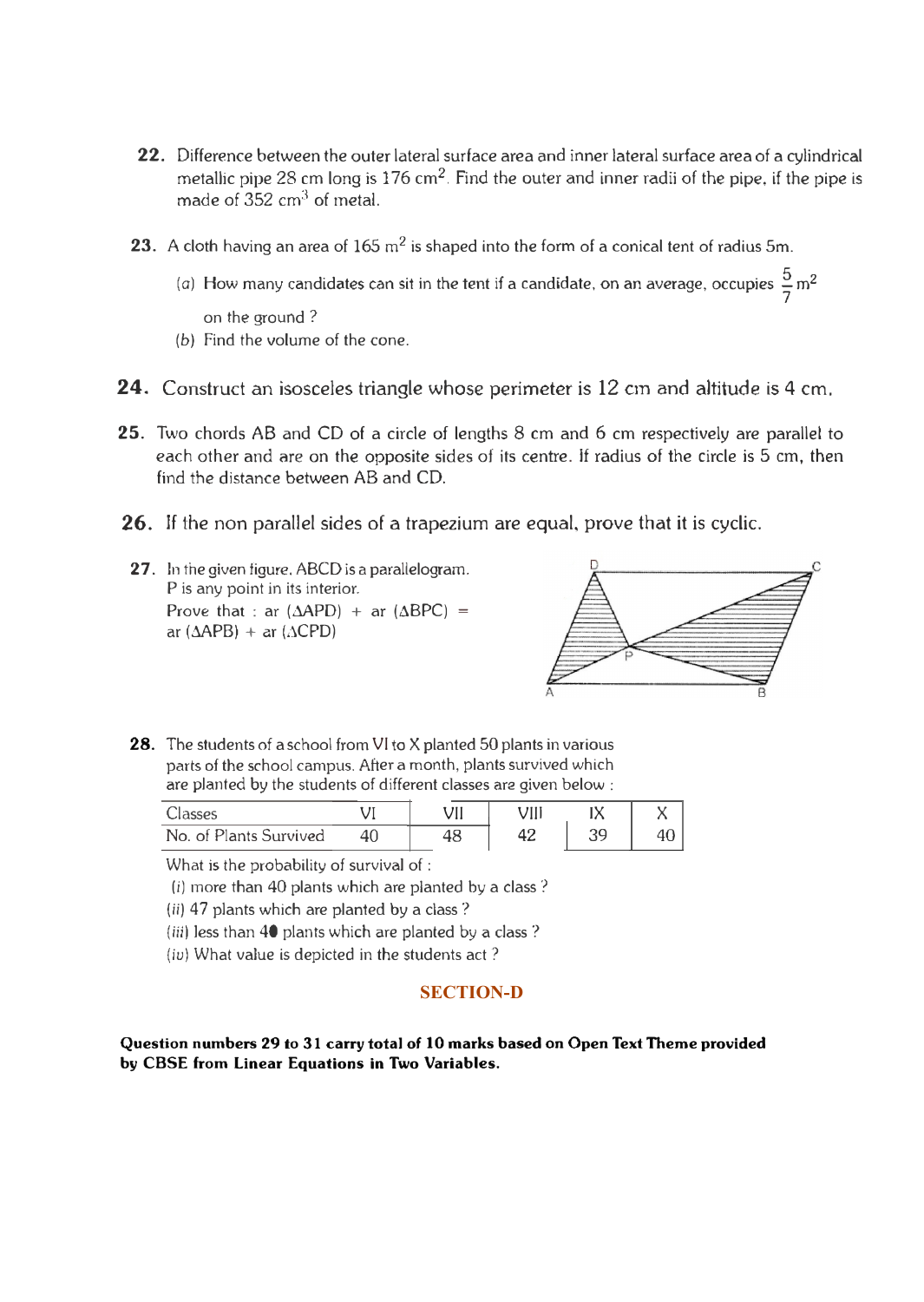**22.** Difference between the outer lateral surface area and inner lateral surface area of a cylindrical metallic pipe 28 cm long is 176 $cm^2$. Find the outer and inner radii of the pipe, if the pipe is made of 352 $cm^3$ of metal.

**23.** A cloth having an area of 165 $m^2$ is shaped into the form of a conical tent of radius 5m.

(*a*) How many candidates can sit in the tent if a candidate, on an average, occupies $\frac{5}{7}$ $m^2$ on the ground ?

(*b*) Find the volume of the cone.

**24.** Construct an isosceles triangle whose perimeter is 12 cm and altitude is 4 cm.

**25.** Two chords AB and CD of a circle of lengths 8 cm and 6 cm respectively are parallel to each other and are on the opposite sides of its centre. If radius of the circle is 5 cm, then find the distance between AB and CD.

**26.** If the non parallel sides of a trapezium are equal, prove that it is cyclic.

**27.** In the given figure, ABCD is a parallelogram. P is any point in its interior.
Prove that : ar ($\Delta$APD) + ar ($\Delta$BPC) = ar ($\Delta$APB) + ar ($\Delta$CPD)

D C P A B

**28.** The students of a school from VI to X planted 50 plants in various parts of the school campus. After a month, plants survived which are planted by the students of different classes are given below :

| Classes | VI | VII | VIII | IX | X |
|---|---|---|---|---|---|
| No. of Plants Survived | 40 | 48 | 42 | 39 | 40 |

What is the probability of survival of :

(*i*) more than 40 plants which are planted by a class ?

(*ii*) 47 plants which are planted by a class ?

(*iii*) less than 40 plants which are planted by a class ?

(*iv*) What value is depicted in the students act ?

## SECTION-D

**Question numbers 29 to 31 carry total of 10 marks based on Open Text Theme provided by CBSE from Linear Equations in Two Variables.**